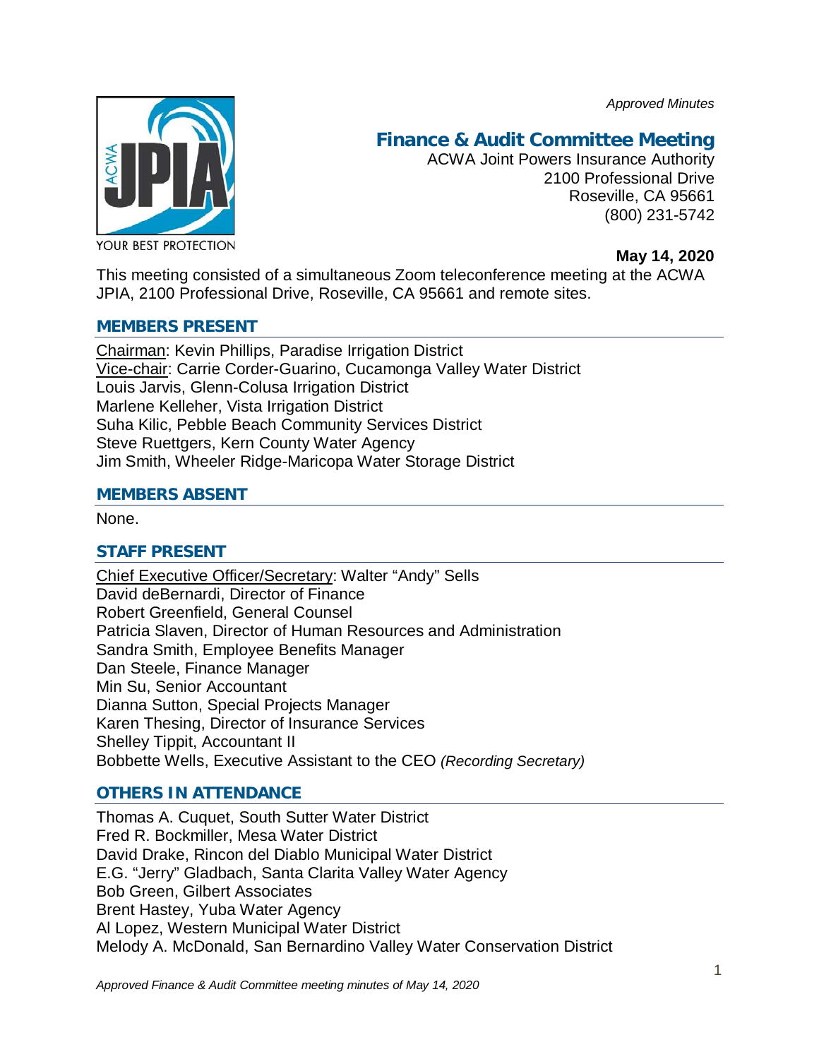*Approved Minutes*

# Finance & Audit Committee Meeting

ACWA Joint Powers Insurance Authority
2100 Professional Drive
Roseville, CA 95661
(800) 231-5742

**May 14, 2020**

This meeting consisted of a simultaneous Zoom teleconference meeting at the ACWA JPIA, 2100 Professional Drive, Roseville, CA 95661 and remote sites.

## MEMBERS PRESENT

Chairman: Kevin Phillips, Paradise Irrigation District
Vice-chair: Carrie Corder-Guarino, Cucamonga Valley Water District
Louis Jarvis, Glenn-Colusa Irrigation District
Marlene Kelleher, Vista Irrigation District
Suha Kilic, Pebble Beach Community Services District
Steve Ruettgers, Kern County Water Agency
Jim Smith, Wheeler Ridge-Maricopa Water Storage District

## MEMBERS ABSENT

None.

## STAFF PRESENT

Chief Executive Officer/Secretary: Walter "Andy" Sells
David deBernardi, Director of Finance
Robert Greenfield, General Counsel
Patricia Slaven, Director of Human Resources and Administration
Sandra Smith, Employee Benefits Manager
Dan Steele, Finance Manager
Min Su, Senior Accountant
Dianna Sutton, Special Projects Manager
Karen Thesing, Director of Insurance Services
Shelley Tippit, Accountant II
Bobbette Wells, Executive Assistant to the CEO *(Recording Secretary)*

## OTHERS IN ATTENDANCE

Thomas A. Cuquet, South Sutter Water District
Fred R. Bockmiller, Mesa Water District
David Drake, Rincon del Diablo Municipal Water District
E.G. "Jerry" Gladbach, Santa Clarita Valley Water Agency
Bob Green, Gilbert Associates
Brent Hastey, Yuba Water Agency
Al Lopez, Western Municipal Water District
Melody A. McDonald, San Bernardino Valley Water Conservation District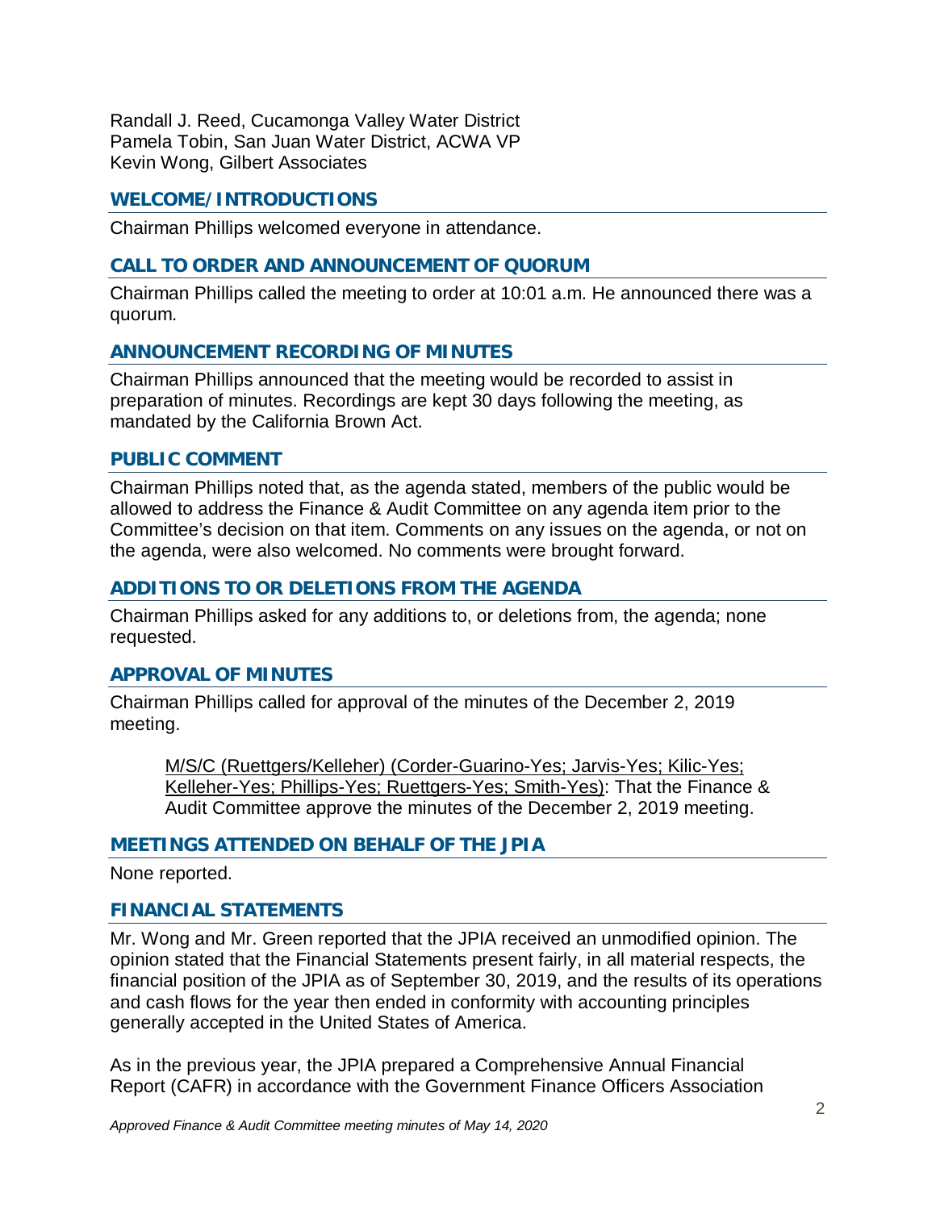Randall J. Reed, Cucamonga Valley Water District
Pamela Tobin, San Juan Water District, ACWA VP
Kevin Wong, Gilbert Associates

## WELCOME/INTRODUCTIONS

Chairman Phillips welcomed everyone in attendance.

## CALL TO ORDER AND ANNOUNCEMENT OF QUORUM

Chairman Phillips called the meeting to order at 10:01 a.m. He announced there was a quorum.

## ANNOUNCEMENT RECORDING OF MINUTES

Chairman Phillips announced that the meeting would be recorded to assist in preparation of minutes. Recordings are kept 30 days following the meeting, as mandated by the California Brown Act.

## PUBLIC COMMENT

Chairman Phillips noted that, as the agenda stated, members of the public would be allowed to address the Finance & Audit Committee on any agenda item prior to the Committee's decision on that item. Comments on any issues on the agenda, or not on the agenda, were also welcomed. No comments were brought forward.

## ADDITIONS TO OR DELETIONS FROM THE AGENDA

Chairman Phillips asked for any additions to, or deletions from, the agenda; none requested.

## APPROVAL OF MINUTES

Chairman Phillips called for approval of the minutes of the December 2, 2019 meeting.

> <u>M/S/C (Ruettgers/Kelleher) (Corder-Guarino-Yes; Jarvis-Yes; Kilic-Yes; Kelleher-Yes; Phillips-Yes; Ruettgers-Yes; Smith-Yes)</u>: That the Finance & Audit Committee approve the minutes of the December 2, 2019 meeting.

## MEETINGS ATTENDED ON BEHALF OF THE JPIA

None reported.

## FINANCIAL STATEMENTS

Mr. Wong and Mr. Green reported that the JPIA received an unmodified opinion. The opinion stated that the Financial Statements present fairly, in all material respects, the financial position of the JPIA as of September 30, 2019, and the results of its operations and cash flows for the year then ended in conformity with accounting principles generally accepted in the United States of America.

As in the previous year, the JPIA prepared a Comprehensive Annual Financial Report (CAFR) in accordance with the Government Finance Officers Association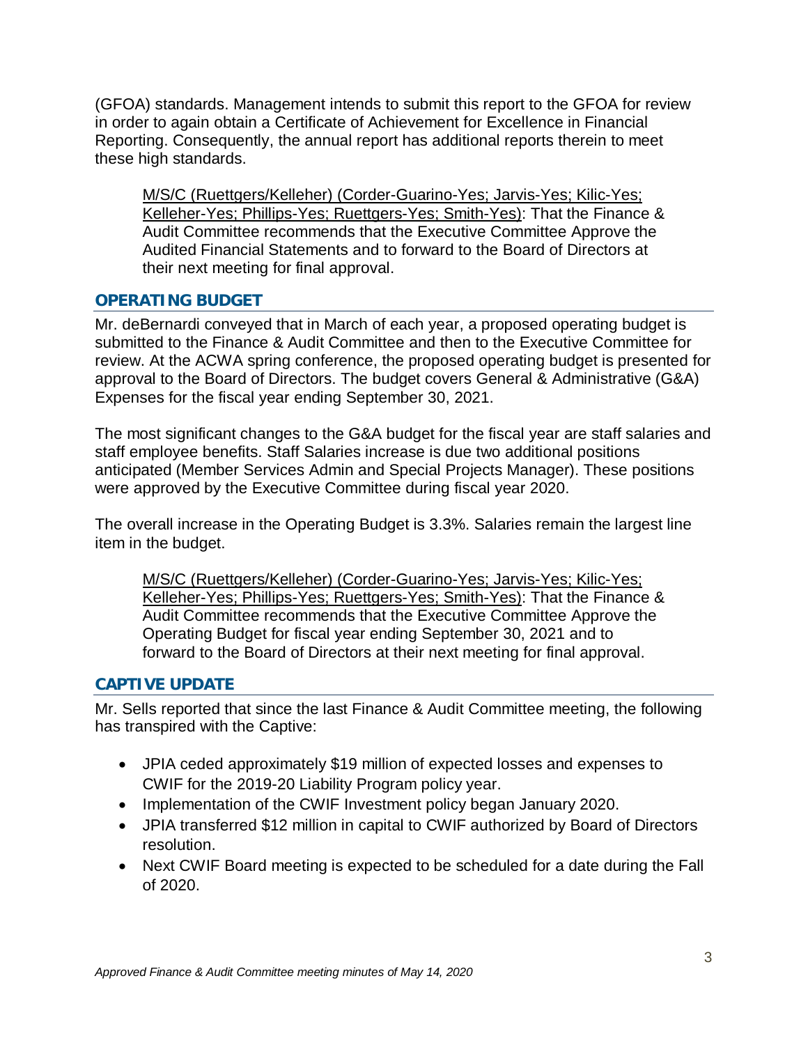(GFOA) standards. Management intends to submit this report to the GFOA for review in order to again obtain a Certificate of Achievement for Excellence in Financial Reporting. Consequently, the annual report has additional reports therein to meet these high standards.

> M/S/C (Ruettgers/Kelleher) (Corder-Guarino-Yes; Jarvis-Yes; Kilic-Yes; Kelleher-Yes; Phillips-Yes; Ruettgers-Yes; Smith-Yes): That the Finance & Audit Committee recommends that the Executive Committee Approve the Audited Financial Statements and to forward to the Board of Directors at their next meeting for final approval.

## OPERATING BUDGET

Mr. deBernardi conveyed that in March of each year, a proposed operating budget is submitted to the Finance & Audit Committee and then to the Executive Committee for review. At the ACWA spring conference, the proposed operating budget is presented for approval to the Board of Directors. The budget covers General & Administrative (G&A) Expenses for the fiscal year ending September 30, 2021.

The most significant changes to the G&A budget for the fiscal year are staff salaries and staff employee benefits. Staff Salaries increase is due two additional positions anticipated (Member Services Admin and Special Projects Manager). These positions were approved by the Executive Committee during fiscal year 2020.

The overall increase in the Operating Budget is 3.3%. Salaries remain the largest line item in the budget.

> M/S/C (Ruettgers/Kelleher) (Corder-Guarino-Yes; Jarvis-Yes; Kilic-Yes; Kelleher-Yes; Phillips-Yes; Ruettgers-Yes; Smith-Yes): That the Finance & Audit Committee recommends that the Executive Committee Approve the Operating Budget for fiscal year ending September 30, 2021 and to forward to the Board of Directors at their next meeting for final approval.

## CAPTIVE UPDATE

Mr. Sells reported that since the last Finance & Audit Committee meeting, the following has transpired with the Captive:

- JPIA ceded approximately $19 million of expected losses and expenses to CWIF for the 2019-20 Liability Program policy year.
- Implementation of the CWIF Investment policy began January 2020.
- JPIA transferred $12 million in capital to CWIF authorized by Board of Directors resolution.
- Next CWIF Board meeting is expected to be scheduled for a date during the Fall of 2020.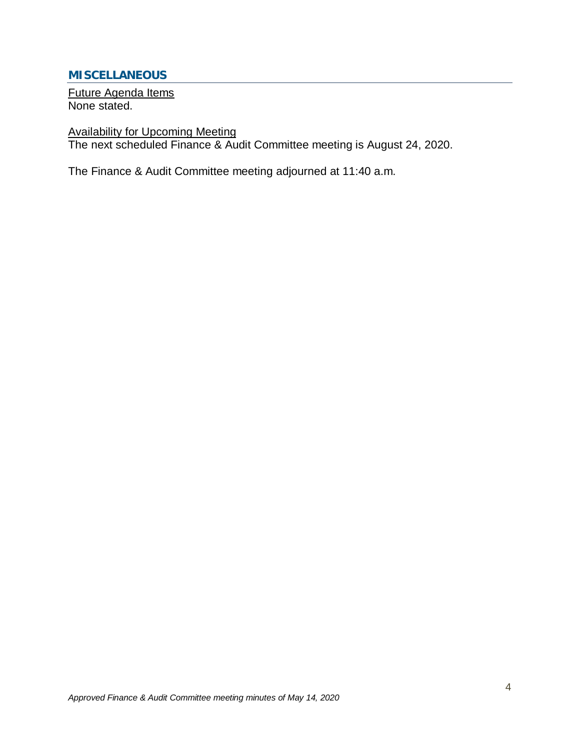## MISCELLANEOUS

Future Agenda Items
None stated.

Availability for Upcoming Meeting
The next scheduled Finance & Audit Committee meeting is August 24, 2020.

The Finance & Audit Committee meeting adjourned at 11:40 a.m.